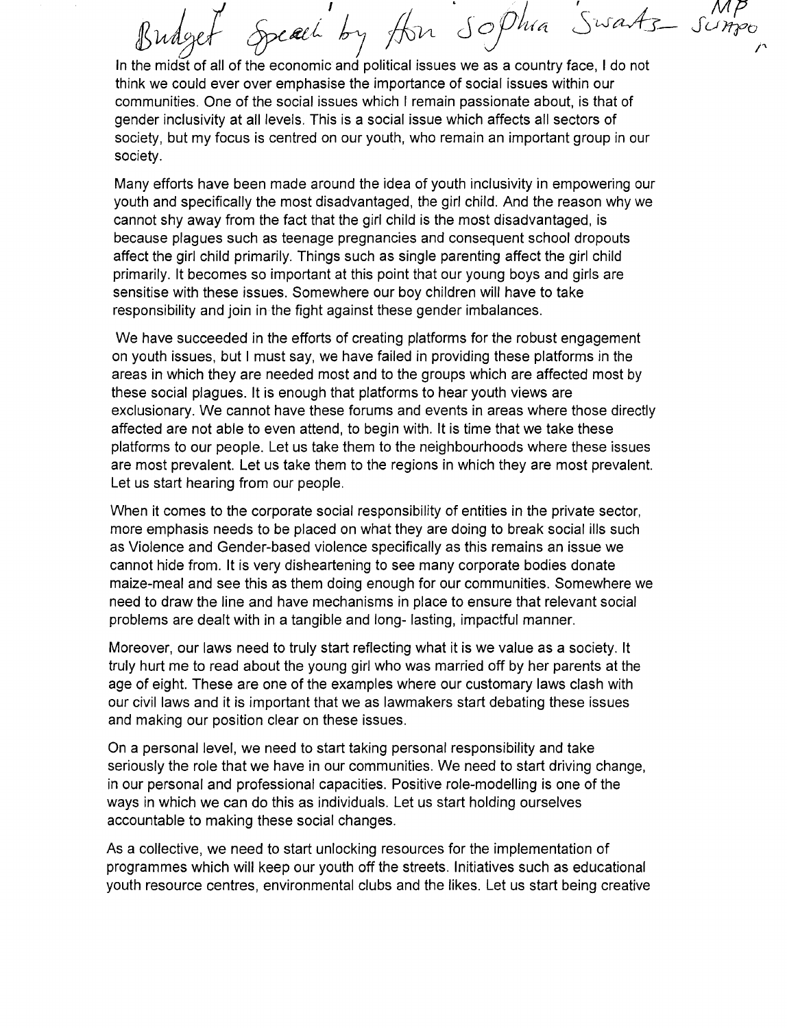Budget Speech by Hon Sophia Swartz - MP Swapo

In the midst of all of the economic and political issues we as a country face, I do not think we could ever over emphasise the importance of social issues within our communities. One of the social issues which I remain passionate about, is that of gender inclusivity at all levels. This is a social issue which affects all sectors of society, but my focus is centred on our youth, who remain an important group in our society.

Many efforts have been made around the idea of youth inclusivity in empowering our youth and specifically the most disadvantaged, the girl child. And the reason why we cannot shy away from the fact that the girl child is the most disadvantaged, is because plagues such as teenage pregnancies and consequent school dropouts affect the girl child primarily. Things such as single parenting affect the girl child primarily. It becomes so important at this point that our young boys and girls are sensitise with these issues. Somewhere our boy children will have to take responsibility and join in the fight against these gender imbalances.

We have succeeded in the efforts of creating platforms for the robust engagement on youth issues, but I must say, we have failed in providing these platforms in the areas in which they are needed most and to the groups which are affected most by these social plagues. It is enough that platforms to hear youth views are exclusionary. We cannot have these forums and events in areas where those directly affected are not able to even attend, to begin with. It is time that we take these platforms to our people. Let us take them to the neighbourhoods where these issues are most prevalent. Let us take them to the regions in which they are most prevalent. Let us start hearing from our people.

When it comes to the corporate social responsibility of entities in the private sector, more emphasis needs to be placed on what they are doing to break social ills such as Violence and Gender-based violence specifically as this remains an issue we cannot hide from. It is very disheartening to see many corporate bodies donate maize-meal and see this as them doing enough for our communities. Somewhere we need to draw the line and have mechanisms in place to ensure that relevant social problems are dealt with in a tangible and long- lasting, impactful manner.

Moreover, our laws need to truly start reflecting what it is we value as a society. It truly hurt me to read about the young girl who was married off by her parents at the age of eight. These are one of the examples where our customary laws clash with our civil laws and it is important that we as lawmakers start debating these issues and making our position clear on these issues.

On a personal level, we need to start taking personal responsibility and take seriously the role that we have in our communities. We need to start driving change, in our personal and professional capacities. Positive role-modelling is one of the ways in which we can do this as individuals. Let us start holding ourselves accountable to making these social changes.

As a collective, we need to start unlocking resources for the implementation of programmes which will keep our youth off the streets. Initiatives such as educational youth resource centres, environmental clubs and the likes. Let us start being creative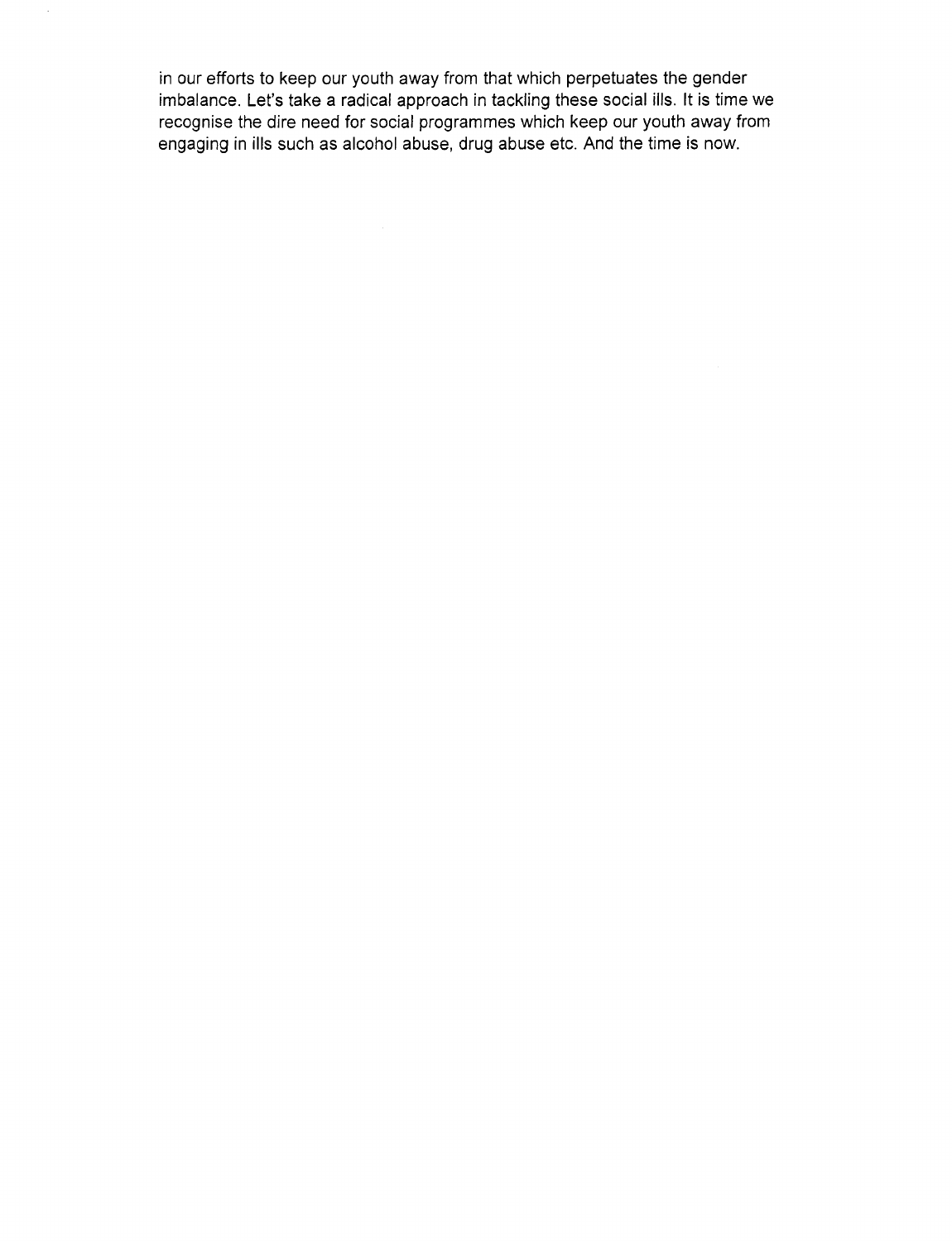in our efforts to keep our youth away from that which perpetuates the gender imbalance. Let's take a radical approach in tackling these social ills. It is time we recognise the dire need for social programmes which keep our youth away from engaging in ills such as alcohol abuse, drug abuse etc. And the time is now.